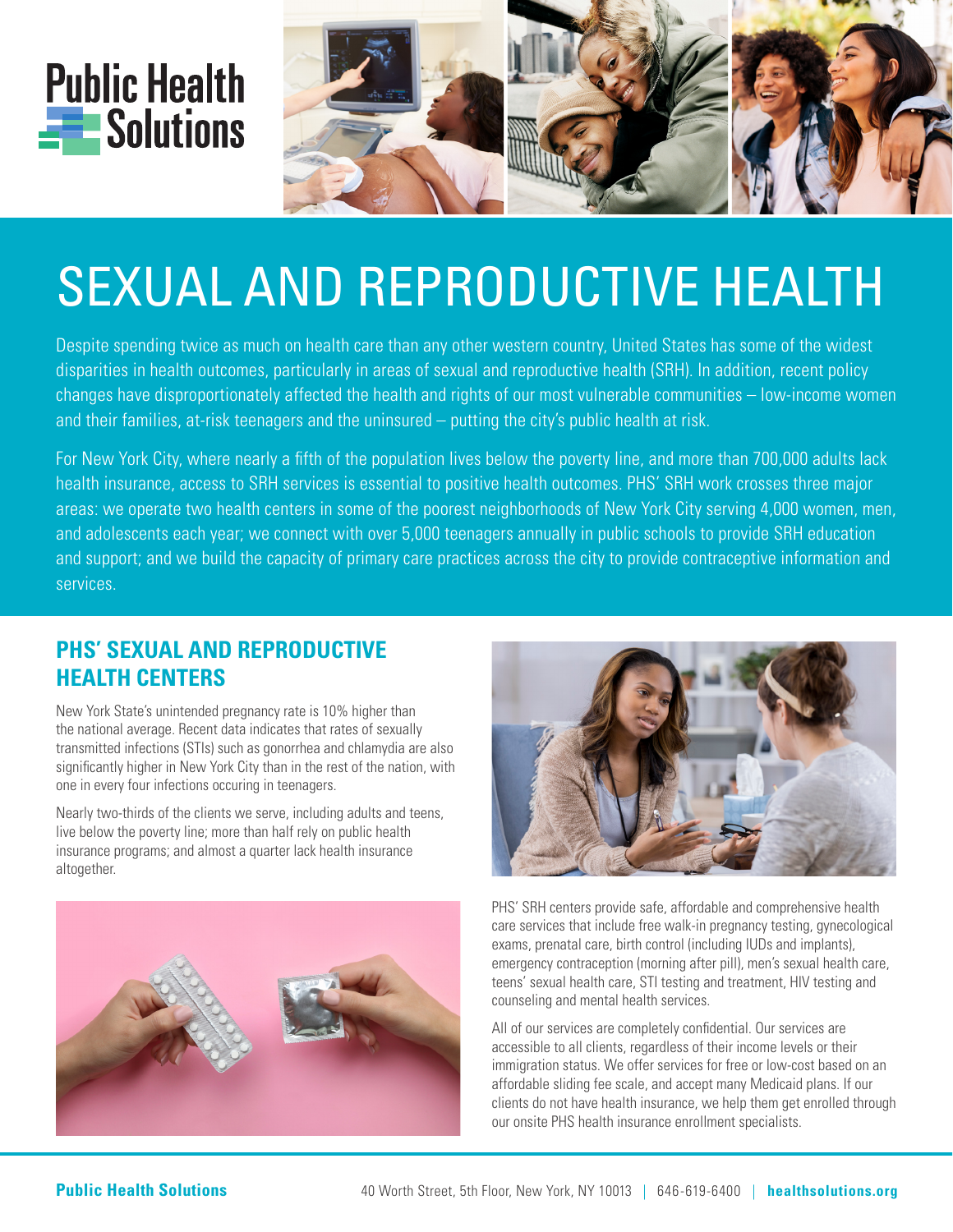# Public Health Solutions

# SEXUAL AND REPRODUCTIVE HEALTH

Despite spending twice as much on health care than any other western country, United States has some of the widest disparities in health outcomes, particularly in areas of sexual and reproductive health (SRH). In addition, recent policy changes have disproportionately affected the health and rights of our most vulnerable communities – low-income women and their families, at-risk teenagers and the uninsured – putting the city's public health at risk.

For New York City, where nearly a fifth of the population lives below the poverty line, and more than 700,000 adults lack health insurance, access to SRH services is essential to positive health outcomes. PHS' SRH work crosses three major areas: we operate two health centers in some of the poorest neighborhoods of New York City serving 4,000 women, men, and adolescents each year; we connect with over 5,000 teenagers annually in public schools to provide SRH education and support; and we build the capacity of primary care practices across the city to provide contraceptive information and services.

## PHS' SEXUAL AND REPRODUCTIVE HEALTH CENTERS

New York State's unintended pregnancy rate is 10% higher than the national average. Recent data indicates that rates of sexually transmitted infections (STIs) such as gonorrhea and chlamydia are also significantly higher in New York City than in the rest of the nation, with one in every four infections occuring in teenagers.

Nearly two-thirds of the clients we serve, including adults and teens, live below the poverty line; more than half rely on public health insurance programs; and almost a quarter lack health insurance altogether.

PHS' SRH centers provide safe, affordable and comprehensive health care services that include free walk-in pregnancy testing, gynecological exams, prenatal care, birth control (including IUDs and implants), emergency contraception (morning after pill), men's sexual health care, teens' sexual health care, STI testing and treatment, HIV testing and counseling and mental health services.

All of our services are completely confidential. Our services are accessible to all clients, regardless of their income levels or their immigration status. We offer services for free or low-cost based on an affordable sliding fee scale, and accept many Medicaid plans. If our clients do not have health insurance, we help them get enrolled through our onsite PHS health insurance enrollment specialists.

**Public Health Solutions** 40 Worth Street, 5th Floor, New York, NY 10013 | 646-619-6400 | **healthsolutions.org**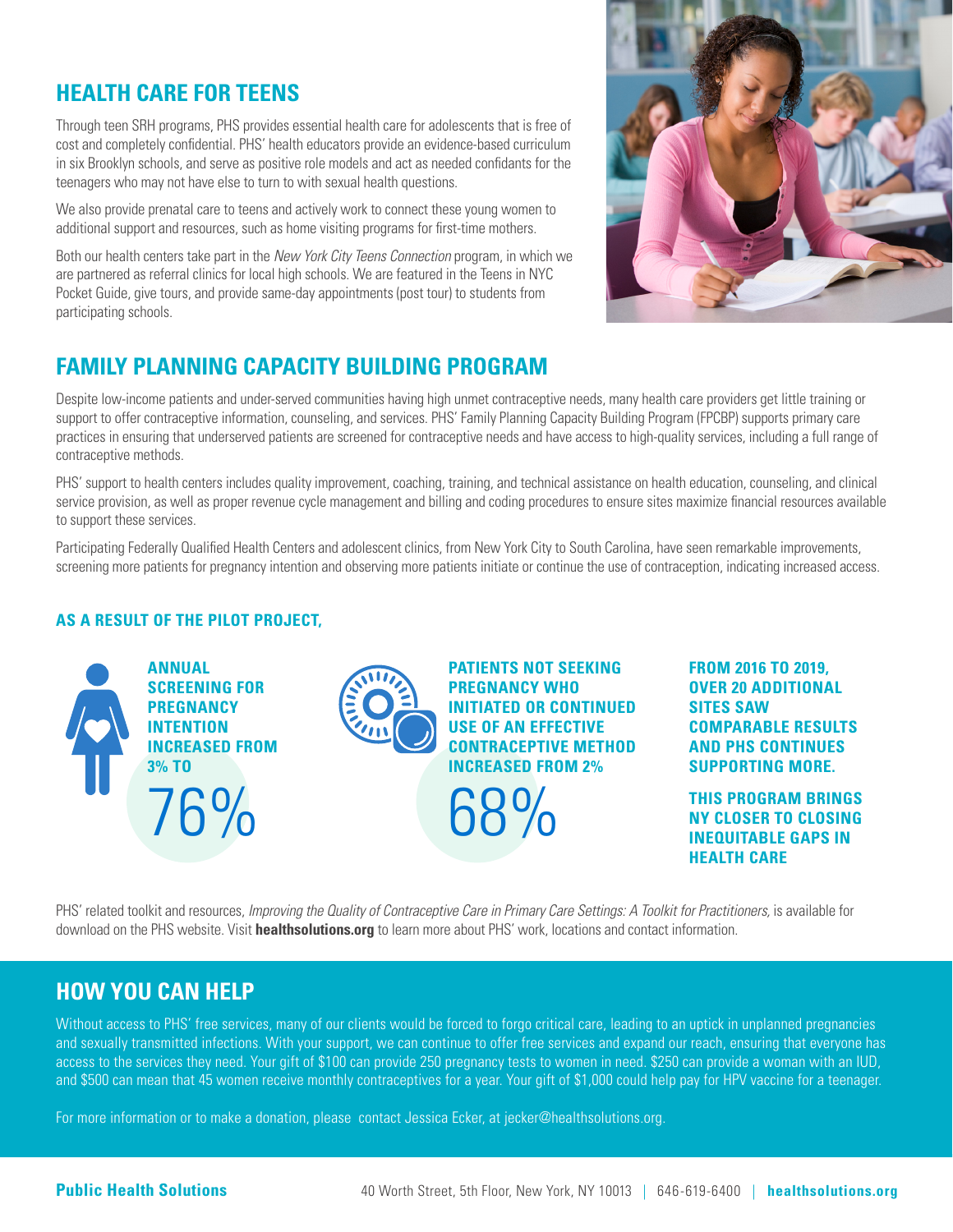## HEALTH CARE FOR TEENS

Through teen SRH programs, PHS provides essential health care for adolescents that is free of cost and completely confidential. PHS' health educators provide an evidence-based curriculum in six Brooklyn schools, and serve as positive role models and act as needed confidants for the teenagers who may not have else to turn to with sexual health questions.

We also provide prenatal care to teens and actively work to connect these young women to additional support and resources, such as home visiting programs for first-time mothers.

Both our health centers take part in the *New York City Teens Connection* program, in which we are partnered as referral clinics for local high schools. We are featured in the Teens in NYC Pocket Guide, give tours, and provide same-day appointments (post tour) to students from participating schools.

## FAMILY PLANNING CAPACITY BUILDING PROGRAM

Despite low-income patients and under-served communities having high unmet contraceptive needs, many health care providers get little training or support to offer contraceptive information, counseling, and services. PHS' Family Planning Capacity Building Program (FPCBP) supports primary care practices in ensuring that underserved patients are screened for contraceptive needs and have access to high-quality services, including a full range of contraceptive methods.

PHS' support to health centers includes quality improvement, coaching, training, and technical assistance on health education, counseling, and clinical service provision, as well as proper revenue cycle management and billing and coding procedures to ensure sites maximize financial resources available to support these services.

Participating Federally Qualified Health Centers and adolescent clinics, from New York City to South Carolina, have seen remarkable improvements, screening more patients for pregnancy intention and observing more patients initiate or continue the use of contraception, indicating increased access.

### AS A RESULT OF THE PILOT PROJECT,

**ANNUAL SCREENING FOR PREGNANCY INTENTION INCREASED FROM 3% TO**

76%

**PATIENTS NOT SEEKING PREGNANCY WHO INITIATED OR CONTINUED USE OF AN EFFECTIVE CONTRACEPTIVE METHOD INCREASED FROM 2%**

68%

**FROM 2016 TO 2019, OVER 20 ADDITIONAL SITES SAW COMPARABLE RESULTS AND PHS CONTINUES SUPPORTING MORE.**

**THIS PROGRAM BRINGS NY CLOSER TO CLOSING INEQUITABLE GAPS IN HEALTH CARE**

PHS' related toolkit and resources, *Improving the Quality of Contraceptive Care in Primary Care Settings: A Toolkit for Practitioners,* is available for download on the PHS website. Visit **healthsolutions.org** to learn more about PHS' work, locations and contact information.

## HOW YOU CAN HELP

Without access to PHS' free services, many of our clients would be forced to forgo critical care, leading to an uptick in unplanned pregnancies and sexually transmitted infections. With your support, we can continue to offer free services and expand our reach, ensuring that everyone has access to the services they need. Your gift of $100 can provide 250 pregnancy tests to women in need. $250 can provide a woman with an IUD, and $500 can mean that 45 women receive monthly contraceptives for a year. Your gift of $1,000 could help pay for HPV vaccine for a teenager.

For more information or to make a donation, please contact Jessica Ecker, at jecker@healthsolutions.org.

**Public Health Solutions** 40 Worth Street, 5th Floor, New York, NY 10013 | 646-619-6400 | **healthsolutions.org**